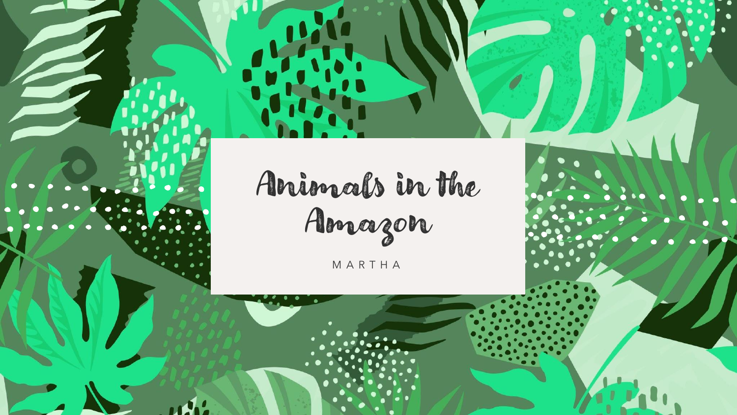# Animals in the Amazon

MARTHA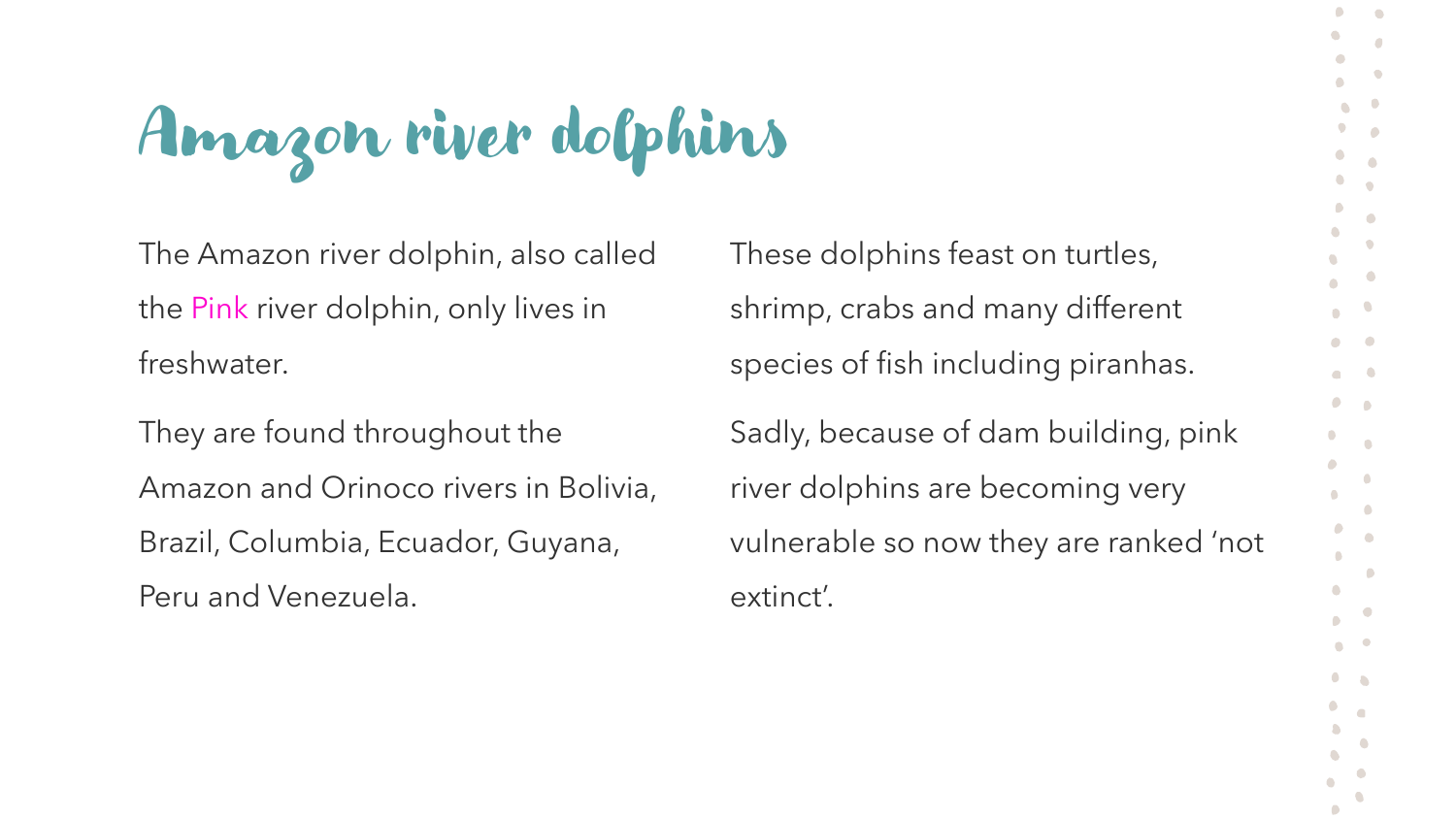# Amazon river dolphins

The Amazon river dolphin, also called the Pink river dolphin, only lives in freshwater.

They are found throughout the Amazon and Orinoco rivers in Bolivia, Brazil, Columbia, Ecuador, Guyana, Peru and Venezuela.

These dolphins feast on turtles, shrimp, crabs and many different species of fish including piranhas.

Sadly, because of dam building, pink river dolphins are becoming very vulnerable so now they are ranked 'not extinct'.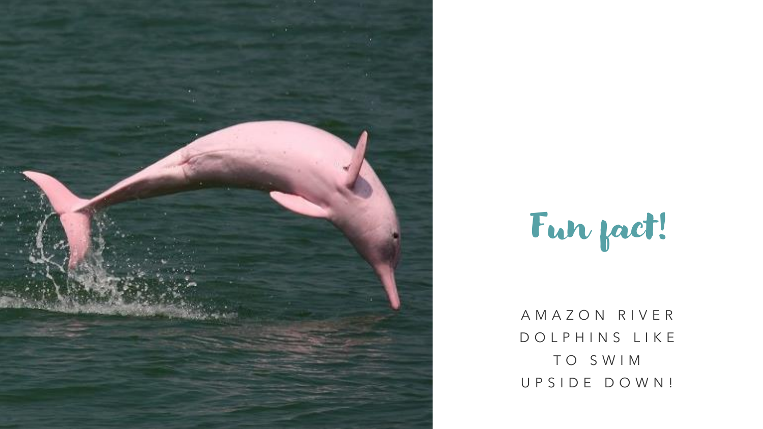## Fun fact!

AMAZON RIVER DOLPHINS LIKE TO SWIM UPSIDE DOWN!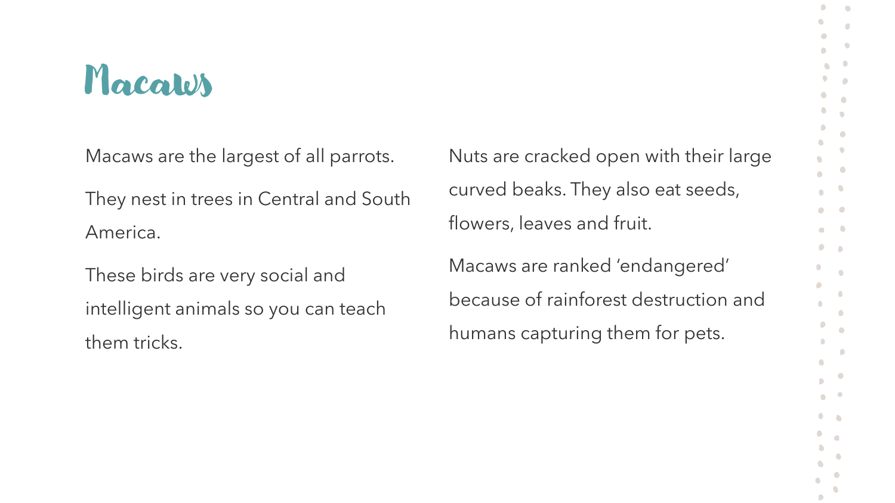# Macaws

Macaws are the largest of all parrots.

They nest in trees in Central and South America.

These birds are very social and intelligent animals so you can teach them tricks.

Nuts are cracked open with their large curved beaks. They also eat seeds, flowers, leaves and fruit.

Macaws are ranked ‘endangered’ because of rainforest destruction and humans capturing them for pets.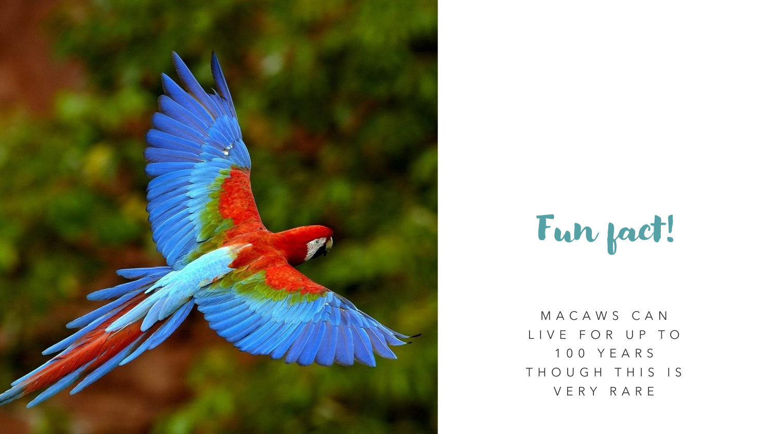## Fun fact!

MACAWS CAN LIVE FOR UP TO 100 YEARS THOUGH THIS IS VERY RARE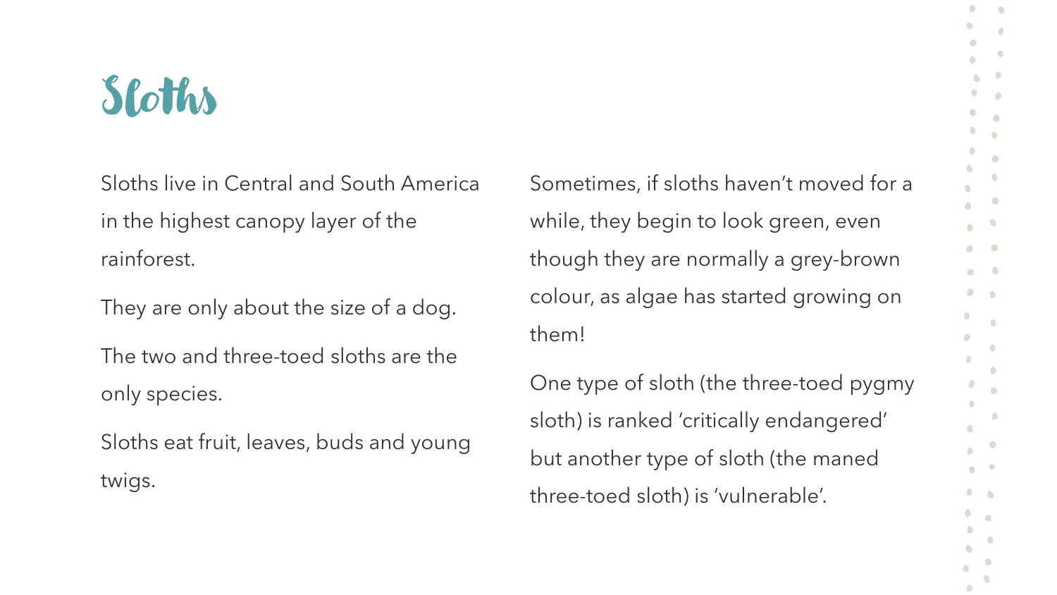# Sloths

Sloths live in Central and South America in the highest canopy layer of the rainforest.

They are only about the size of a dog.

The two and three-toed sloths are the only species.

Sloths eat fruit, leaves, buds and young twigs.

Sometimes, if sloths haven't moved for a while, they begin to look green, even though they are normally a grey-brown colour, as algae has started growing on them!

One type of sloth (the three-toed pygmy sloth) is ranked 'critically endangered' but another type of sloth (the maned three-toed sloth) is 'vulnerable'.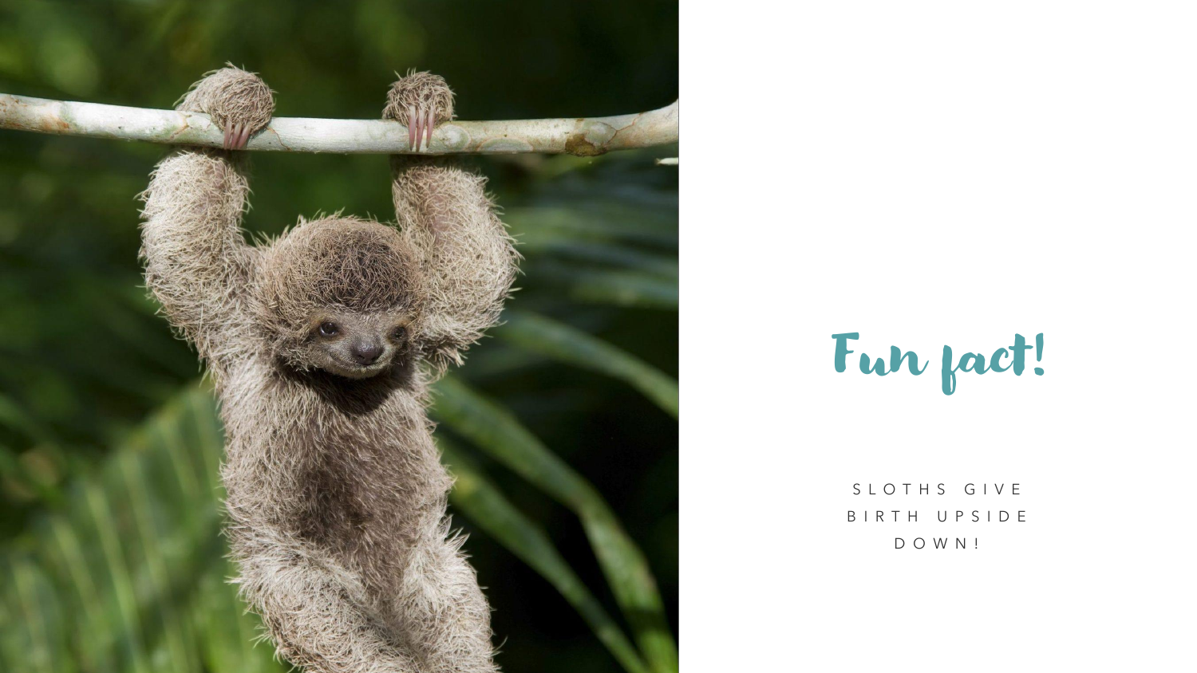# Fun fact!

SLOTHS GIVE BIRTH UPSIDE DOWN!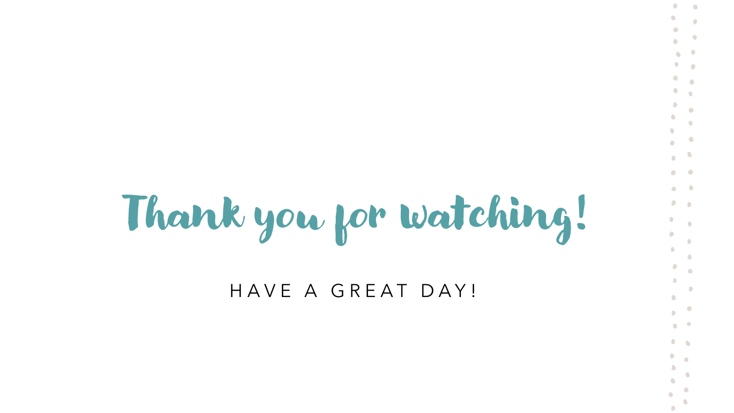# Thank you for watching!

HAVE A GREAT DAY!